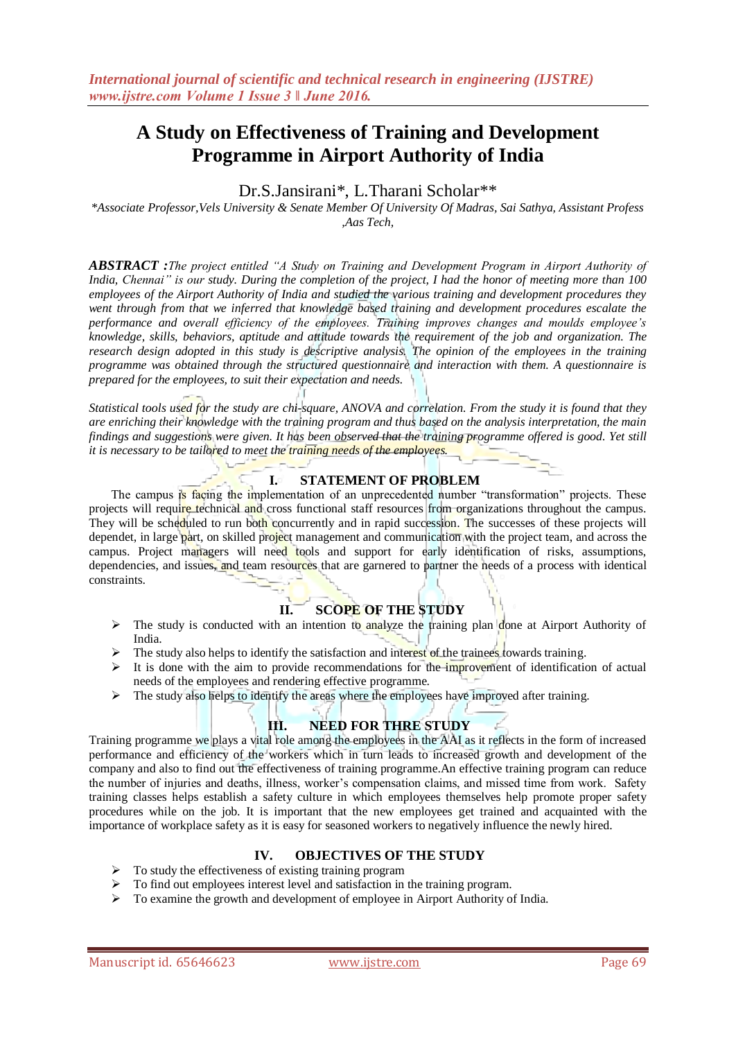# A Study on Effectiveness of Training and Development Programme in Airport Authority of India

Dr.S.Jansirani*, L.Tharani Scholar**

*\*Associate Professor,Vels University & Senate Member Of University Of Madras, Sai Sathya, Assistant Profess ,Aas Tech,*

***ABSTRACT :*** *The project entitled "A Study on Training and Development Program in Airport Authority of India, Chennai" is our study. During the completion of the project, I had the honor of meeting more than 100 employees of the Airport Authority of India and studied the various training and development procedures they went through from that we inferred that knowledge based training and development procedures escalate the performance and overall efficiency of the employees. Training improves changes and moulds employee's knowledge, skills, behaviors, aptitude and attitude towards the requirement of the job and organization. The research design adopted in this study is descriptive analysis. The opinion of the employees in the training programme was obtained through the structured questionnaire and interaction with them. A questionnaire is prepared for the employees, to suit their expectation and needs.*

*Statistical tools used for the study are chi-square, ANOVA and correlation. From the study it is found that they are enriching their knowledge with the training program and thus based on the analysis interpretation, the main findings and suggestions were given. It has been observed that the training programme offered is good. Yet still it is necessary to be tailored to meet the training needs of the employees.*

## I. STATEMENT OF PROBLEM

The campus is facing the implementation of an unprecedented number "transformation" projects. These projects will require technical and cross functional staff resources from organizations throughout the campus. They will be scheduled to run both concurrently and in rapid succession. The successes of these projects will dependet, in large part, on skilled project management and communication with the project team, and across the campus. Project managers will need tools and support for early identification of risks, assumptions, dependencies, and issues, and team resources that are garnered to partner the needs of a process with identical constraints.

## II. SCOPE OF THE STUDY

- The study is conducted with an intention to analyze the training plan done at Airport Authority of India.
- The study also helps to identify the satisfaction and interest of the trainees towards training.
- It is done with the aim to provide recommendations for the improvement of identification of actual needs of the employees and rendering effective programme.
- The study also helps to identify the areas where the employees have improved after training.

## III. NEED FOR THRE STUDY

Training programme we plays a vital role among the employees in the AAI as it reflects in the form of increased performance and efficiency of the workers which in turn leads to increased growth and development of the company and also to find out the effectiveness of training programme.An effective training program can reduce the number of injuries and deaths, illness, worker's compensation claims, and missed time from work. Safety training classes helps establish a safety culture in which employees themselves help promote proper safety procedures while on the job. It is important that the new employees get trained and acquainted with the importance of workplace safety as it is easy for seasoned workers to negatively influence the newly hired.

## IV. OBJECTIVES OF THE STUDY

- To study the effectiveness of existing training program
- To find out employees interest level and satisfaction in the training program.
- To examine the growth and development of employee in Airport Authority of India.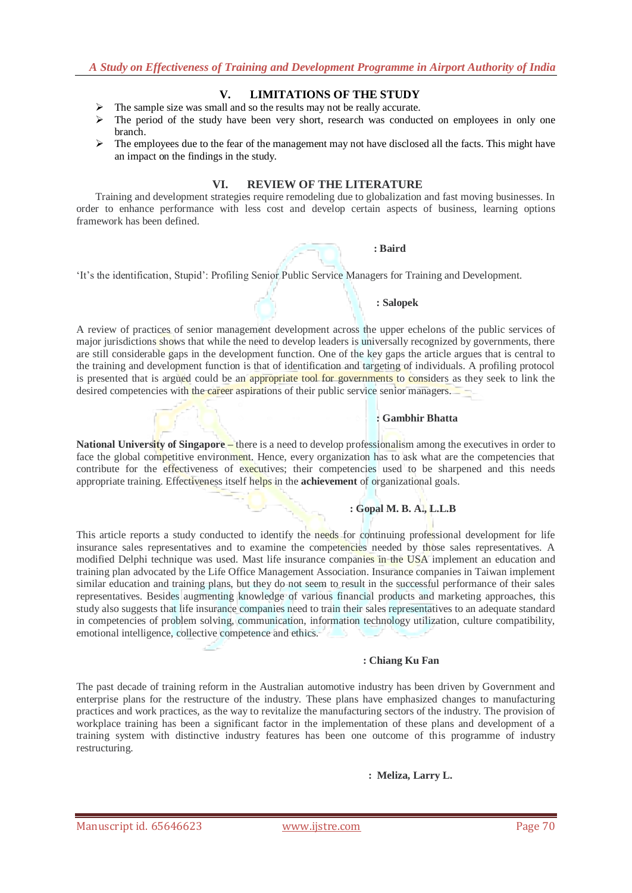## V. LIMITATIONS OF THE STUDY

- The sample size was small and so the results may not be really accurate.
- The period of the study have been very short, research was conducted on employees in only one branch.
- The employees due to the fear of the management may not have disclosed all the facts. This might have an impact on the findings in the study.

## VI. REVIEW OF THE LITERATURE

Training and development strategies require remodeling due to globalization and fast moving businesses. In order to enhance performance with less cost and develop certain aspects of business, learning options framework has been defined.

**: Baird**

'It's the identification, Stupid': Profiling Senior Public Service Managers for Training and Development.

**: Salopek**

A review of practices of senior management development across the upper echelons of the public services of major jurisdictions shows that while the need to develop leaders is universally recognized by governments, there are still considerable gaps in the development function. One of the key gaps the article argues that is central to the training and development function is that of identification and targeting of individuals. A profiling protocol is presented that is argued could be an appropriate tool for governments to considers as they seek to link the desired competencies with the career aspirations of their public service senior managers.

**: Gambhir Bhatta**

**National University of Singapore** – there is a need to develop professionalism among the executives in order to face the global competitive environment. Hence, every organization has to ask what are the competencies that contribute for the effectiveness of executives; their competencies used to be sharpened and this needs appropriate training. Effectiveness itself helps in the **achievement** of organizational goals.

**: Gopal M. B. A., L.L.B**

This article reports a study conducted to identify the needs for continuing professional development for life insurance sales representatives and to examine the competencies needed by those sales representatives. A modified Delphi technique was used. Mast life insurance companies in the USA implement an education and training plan advocated by the Life Office Management Association. Insurance companies in Taiwan implement similar education and training plans, but they do not seem to result in the successful performance of their sales representatives. Besides augmenting knowledge of various financial products and marketing approaches, this study also suggests that life insurance companies need to train their sales representatives to an adequate standard in competencies of problem solving, communication, information technology utilization, culture compatibility, emotional intelligence, collective competence and ethics.

**: Chiang Ku Fan**

The past decade of training reform in the Australian automotive industry has been driven by Government and enterprise plans for the restructure of the industry. These plans have emphasized changes to manufacturing practices and work practices, as the way to revitalize the manufacturing sectors of the industry. The provision of workplace training has been a significant factor in the implementation of these plans and development of a training system with distinctive industry features has been one outcome of this programme of industry restructuring.

**: Meliza, Larry L.**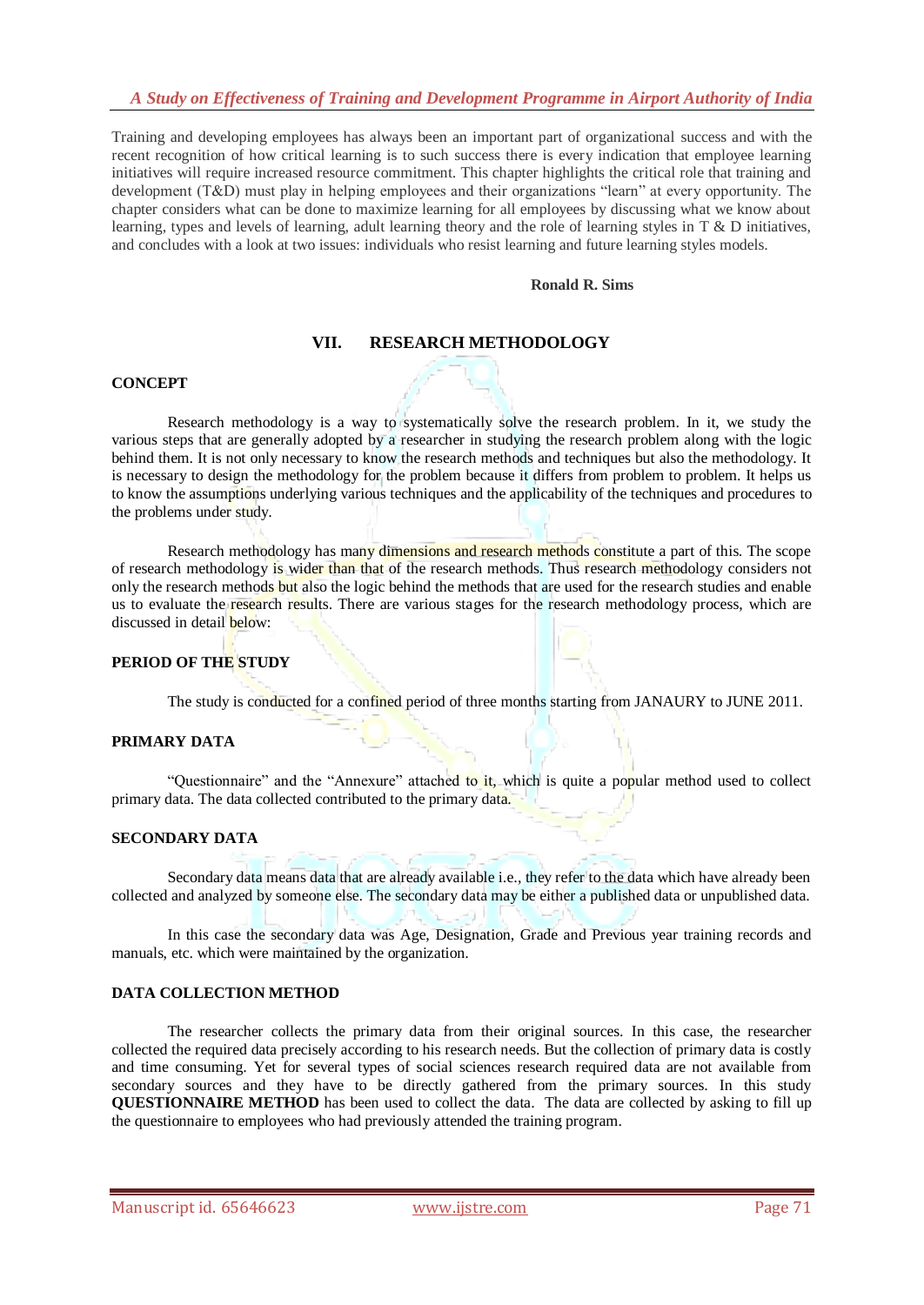Training and developing employees has always been an important part of organizational success and with the recent recognition of how critical learning is to such success there is every indication that employee learning initiatives will require increased resource commitment. This chapter highlights the critical role that training and development (T&D) must play in helping employees and their organizations "learn" at every opportunity. The chapter considers what can be done to maximize learning for all employees by discussing what we know about learning, types and levels of learning, adult learning theory and the role of learning styles in T & D initiatives, and concludes with a look at two issues: individuals who resist learning and future learning styles models.

**Ronald R. Sims**

## VII. RESEARCH METHODOLOGY

### CONCEPT

Research methodology is a way to systematically solve the research problem. In it, we study the various steps that are generally adopted by a researcher in studying the research problem along with the logic behind them. It is not only necessary to know the research methods and techniques but also the methodology. It is necessary to design the methodology for the problem because it differs from problem to problem. It helps us to know the assumptions underlying various techniques and the applicability of the techniques and procedures to the problems under study.

Research methodology has many dimensions and research methods constitute a part of this. The scope of research methodology is wider than that of the research methods. Thus research methodology considers not only the research methods but also the logic behind the methods that are used for the research studies and enable us to evaluate the research results. There are various stages for the research methodology process, which are discussed in detail below:

### PERIOD OF THE STUDY

The study is conducted for a confined period of three months starting from JANAURY to JUNE 2011.

### PRIMARY DATA

"Questionnaire" and the "Annexure" attached to it, which is quite a popular method used to collect primary data. The data collected contributed to the primary data.

### SECONDARY DATA

Secondary data means data that are already available i.e., they refer to the data which have already been collected and analyzed by someone else. The secondary data may be either a published data or unpublished data.

In this case the secondary data was Age, Designation, Grade and Previous year training records and manuals, etc. which were maintained by the organization.

### DATA COLLECTION METHOD

The researcher collects the primary data from their original sources. In this case, the researcher collected the required data precisely according to his research needs. But the collection of primary data is costly and time consuming. Yet for several types of social sciences research required data are not available from secondary sources and they have to be directly gathered from the primary sources. In this study **QUESTIONNAIRE METHOD** has been used to collect the data. The data are collected by asking to fill up the questionnaire to employees who had previously attended the training program.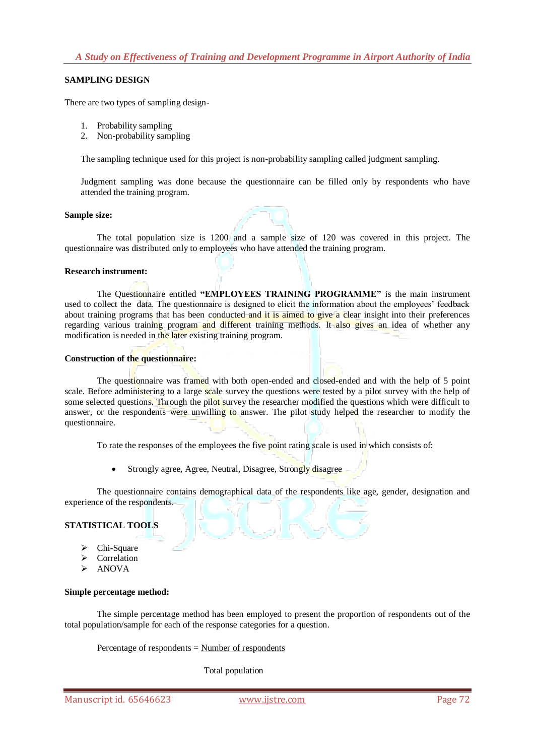**SAMPLING DESIGN**

There are two types of sampling design-

1. Probability sampling
2. Non-probability sampling

The sampling technique used for this project is non-probability sampling called judgment sampling.

Judgment sampling was done because the questionnaire can be filled only by respondents who have attended the training program.

**Sample size:**

The total population size is 1200 and a sample size of 120 was covered in this project. The questionnaire was distributed only to employees who have attended the training program.

**Research instrument:**

The Questionnaire entitled **"EMPLOYEES TRAINING PROGRAMME"** is the main instrument used to collect the data. The questionnaire is designed to elicit the information about the employees' feedback about training programs that has been conducted and it is aimed to give a clear insight into their preferences regarding various training program and different training methods. It also gives an idea of whether any modification is needed in the later existing training program.

**Construction of the questionnaire:**

The questionnaire was framed with both open-ended and closed-ended and with the help of 5 point scale. Before administering to a large scale survey the questions were tested by a pilot survey with the help of some selected questions. Through the pilot survey the researcher modified the questions which were difficult to answer, or the respondents were unwilling to answer. The pilot study helped the researcher to modify the questionnaire.

To rate the responses of the employees the five point rating scale is used in which consists of:

- Strongly agree, Agree, Neutral, Disagree, Strongly disagree

The questionnaire contains demographical data of the respondents like age, gender, designation and experience of the respondents.

**STATISTICAL TOOLS**

- Chi-Square
- Correlation
- ANOVA

**Simple percentage method:**

The simple percentage method has been employed to present the proportion of respondents out of the total population/sample for each of the response categories for a question.

$$\text{Percentage of respondents} = \frac{\text{Number of respondents}}{\text{Total population}}$$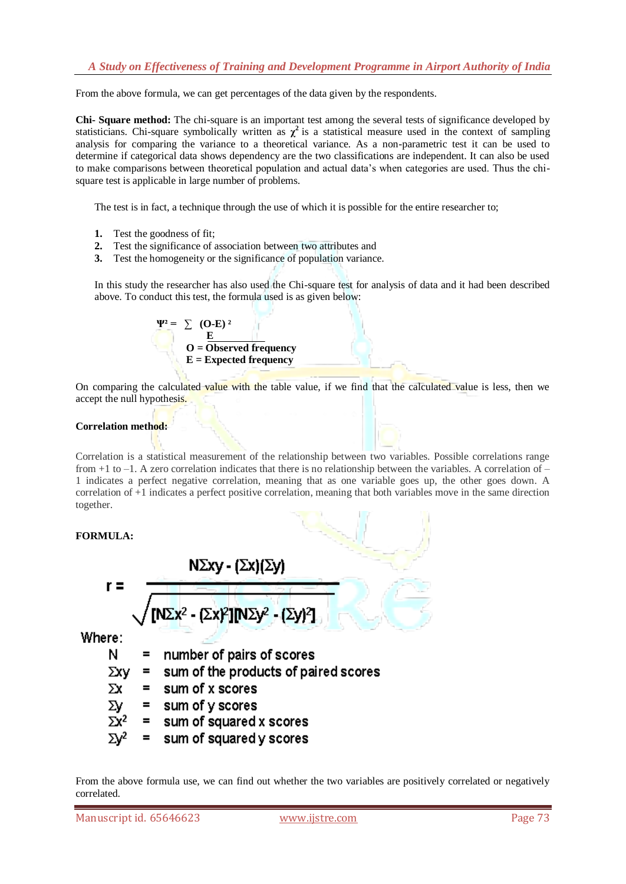From the above formula, we can get percentages of the data given by the respondents.

**Chi- Square method:** The chi-square is an important test among the several tests of significance developed by statisticians. Chi-square symbolically written as $\chi^2$ is a statistical measure used in the context of sampling analysis for comparing the variance to a theoretical variance. As a non-parametric test it can be used to determine if categorical data shows dependency are the two classifications are independent. It can also be used to make comparisons between theoretical population and actual data's when categories are used. Thus the chi-square test is applicable in large number of problems.

The test is in fact, a technique through the use of which it is possible for the entire researcher to;

1. Test the goodness of fit;
2. Test the significance of association between two attributes and
3. Test the homogeneity or the significance of population variance.

In this study the researcher has also used the Chi-square test for analysis of data and it had been described above. To conduct this test, the formula used is as given below:

$$\Psi^2 = \sum \frac{(O-E)^2}{E}$$

**O = Observed frequency**
**E = Expected frequency**

On comparing the calculated value with the table value, if we find that the calculated value is less, then we accept the null hypothesis.

**Correlation method:**

Correlation is a statistical measurement of the relationship between two variables. Possible correlations range from +1 to –1. A zero correlation indicates that there is no relationship between the variables. A correlation of –1 indicates a perfect negative correlation, meaning that as one variable goes up, the other goes down. A correlation of +1 indicates a perfect positive correlation, meaning that both variables move in the same direction together.

**FORMULA:**

$$r = \frac{N\Sigma xy - (\Sigma x)(\Sigma y)}{\sqrt{[N\Sigma x^2 - (\Sigma x)^2][N\Sigma y^2 - (\Sigma y)^2]}}$$

Where:

- $N$ = number of pairs of scores
- $\Sigma xy$ = sum of the products of paired scores
- $\Sigma x$ = sum of x scores
- $\Sigma y$ = sum of y scores
- $\Sigma x^2$ = sum of squared x scores
- $\Sigma y^2$ = sum of squared y scores

From the above formula use, we can find out whether the two variables are positively correlated or negatively correlated.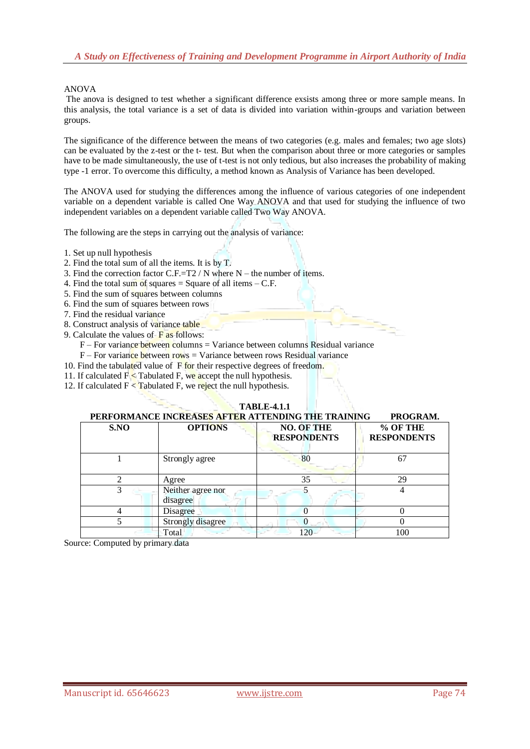ANOVA

The anova is designed to test whether a significant difference exsists among three or more sample means. In this analysis, the total variance is a set of data is divided into variation within-groups and variation between groups.

The significance of the difference between the means of two categories (e.g. males and females; two age slots) can be evaluated by the z-test or the t- test. But when the comparison about three or more categories or samples have to be made simultaneously, the use of t-test is not only tedious, but also increases the probability of making type -1 error. To overcome this difficulty, a method known as Analysis of Variance has been developed.

The ANOVA used for studying the differences among the influence of various categories of one independent variable on a dependent variable is called One Way ANOVA and that used for studying the influence of two independent variables on a dependent variable called Two Way ANOVA.

The following are the steps in carrying out the analysis of variance:

1. Set up null hypothesis
2. Find the total sum of all the items. It is by T.
3. Find the correction factor C.F.=T2 / N where N – the number of items.
4. Find the total sum of squares = Square of all items – C.F.
5. Find the sum of squares between columns
6. Find the sum of squares between rows
7. Find the residual variance
8. Construct analysis of variance table
9. Calculate the values of F as follows:
   F – For variance between columns = Variance between columns Residual variance
   F – For variance between rows = Variance between rows Residual variance
10. Find the tabulated value of F for their respective degrees of freedom.
11. If calculated F < Tabulated F, we accept the null hypothesis.
12. If calculated F < Tabulated F, we reject the null hypothesis.

**TABLE-4.1.1**
**PERFORMANCE INCREASES AFTER ATTENDING THE TRAINING PROGRAM.**

| S.NO | OPTIONS | NO. OF THE RESPONDENTS | % OF THE RESPONDENTS |
|---|---|---|---|
| 1 | Strongly agree | 80 | 67 |
| 2 | Agree | 35 | 29 |
| 3 | Neither agree nor disagree | 5 | 4 |
| 4 | Disagree | 0 | 0 |
| 5 | Strongly disagree | 0 | 0 |
| | Total | 120 | 100 |

Source: Computed by primary data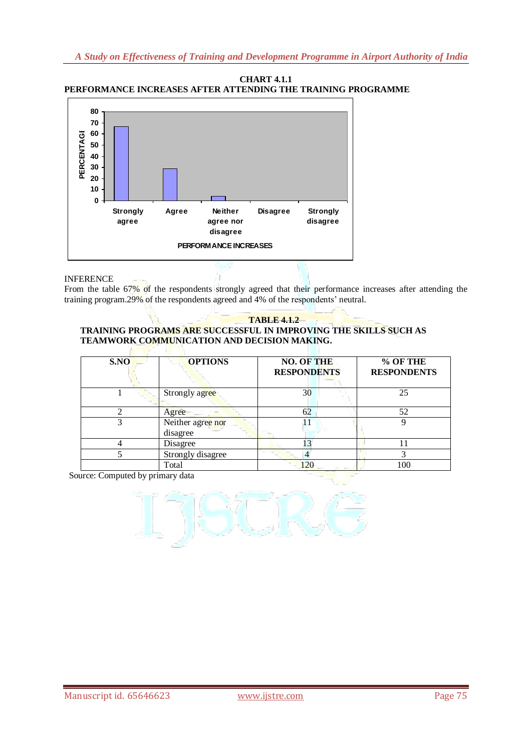**CHART 4.1.1**

**PERFORMANCE INCREASES AFTER ATTENDING THE TRAINING PROGRAMME**

INFERENCE

From the table 67% of the respondents strongly agreed that their performance increases after attending the training program.29% of the respondents agreed and 4% of the respondents' neutral.

**TABLE 4.1.2**

**TRAINING PROGRAMS ARE SUCCESSFUL IN IMPROVING THE SKILLS SUCH AS TEAMWORK COMMUNICATION AND DECISION MAKING.**

| S.NO | OPTIONS | NO. OF THE RESPONDENTS | % OF THE RESPONDENTS |
|---|---|---|---|
| 1 | Strongly agree | 30 | 25 |
| 2 | Agree | 62 | 52 |
| 3 | Neither agree nor disagree | 11 | 9 |
| 4 | Disagree | 13 | 11 |
| 5 | Strongly disagree | 4 | 3 |
| | Total | 120 | 100 |

Source: Computed by primary data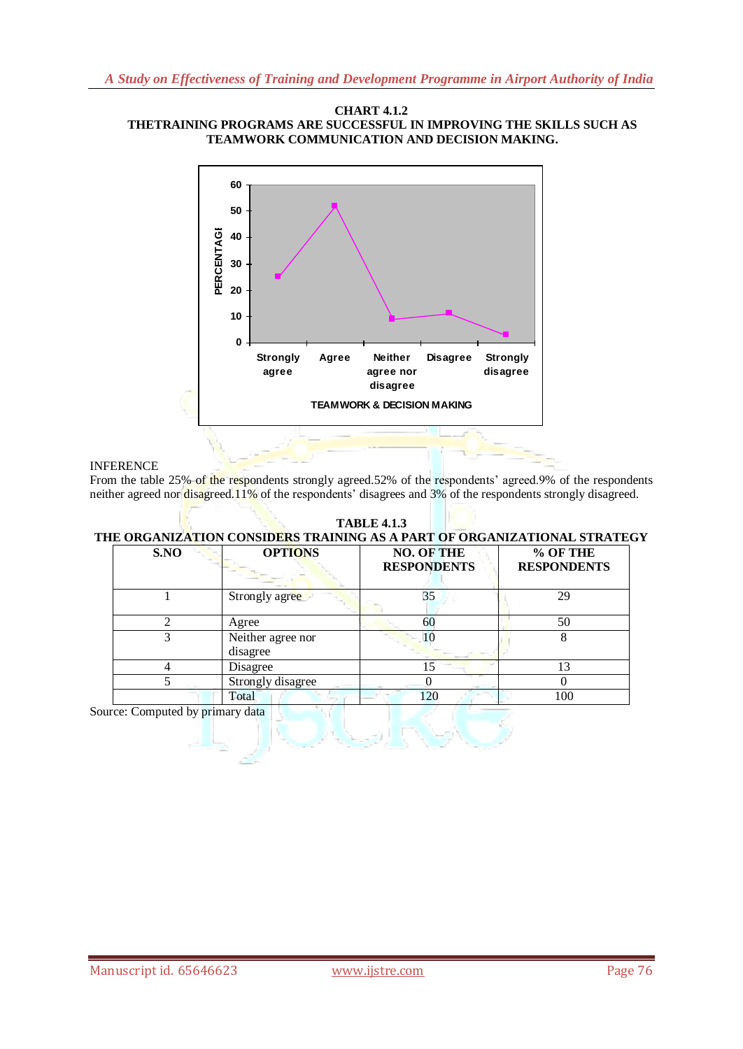**CHART 4.1.2**
**THETRAINING PROGRAMS ARE SUCCESSFUL IN IMPROVING THE SKILLS SUCH AS TEAMWORK COMMUNICATION AND DECISION MAKING.**

INFERENCE

From the table 25% of the respondents strongly agreed.52% of the respondents' agreed.9% of the respondents neither agreed nor disagreed.11% of the respondents' disagrees and 3% of the respondents strongly disagreed.

**TABLE 4.1.3**
**THE ORGANIZATION CONSIDERS TRAINING AS A PART OF ORGANIZATIONAL STRATEGY**

| S.NO | OPTIONS | NO. OF THE RESPONDENTS | % OF THE RESPONDENTS |
|---|---|---|---|
| 1 | Strongly agree | 35 | 29 |
| 2 | Agree | 60 | 50 |
| 3 | Neither agree nor disagree | 10 | 8 |
| 4 | Disagree | 15 | 13 |
| 5 | Strongly disagree | 0 | 0 |
| | Total | 120 | 100 |

Source: Computed by primary data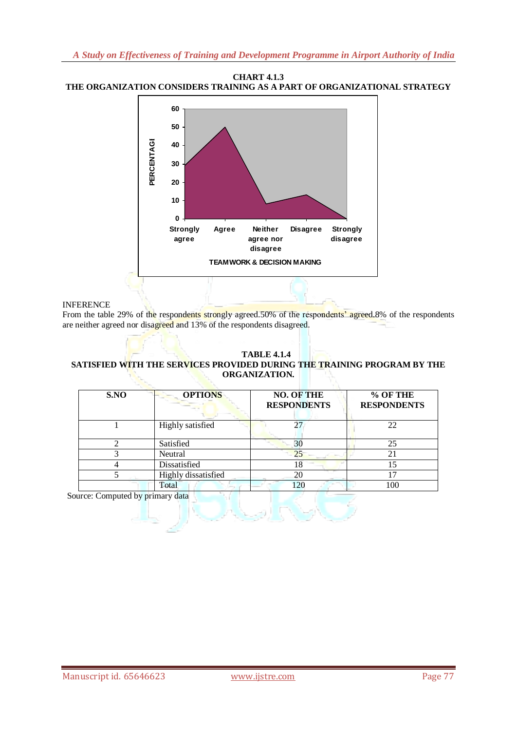**CHART 4.1.3**
**THE ORGANIZATION CONSIDERS TRAINING AS A PART OF ORGANIZATIONAL STRATEGY**

INFERENCE

From the table 29% of the respondents strongly agreed.50% of the respondents' agreed.8% of the respondents are neither agreed nor disagreed and 13% of the respondents disagreed.

**TABLE 4.1.4**
**SATISFIED WITH THE SERVICES PROVIDED DURING THE TRAINING PROGRAM BY THE ORGANIZATION.**

| S.NO | OPTIONS | NO. OF THE RESPONDENTS | % OF THE RESPONDENTS |
|---|---|---|---|
| 1 | Highly satisfied | 27 | 22 |
| 2 | Satisfied | 30 | 25 |
| 3 | Neutral | 25 | 21 |
| 4 | Dissatisfied | 18 | 15 |
| 5 | Highly dissatisfied | 20 | 17 |
| | Total | 120 | 100 |

Source: Computed by primary data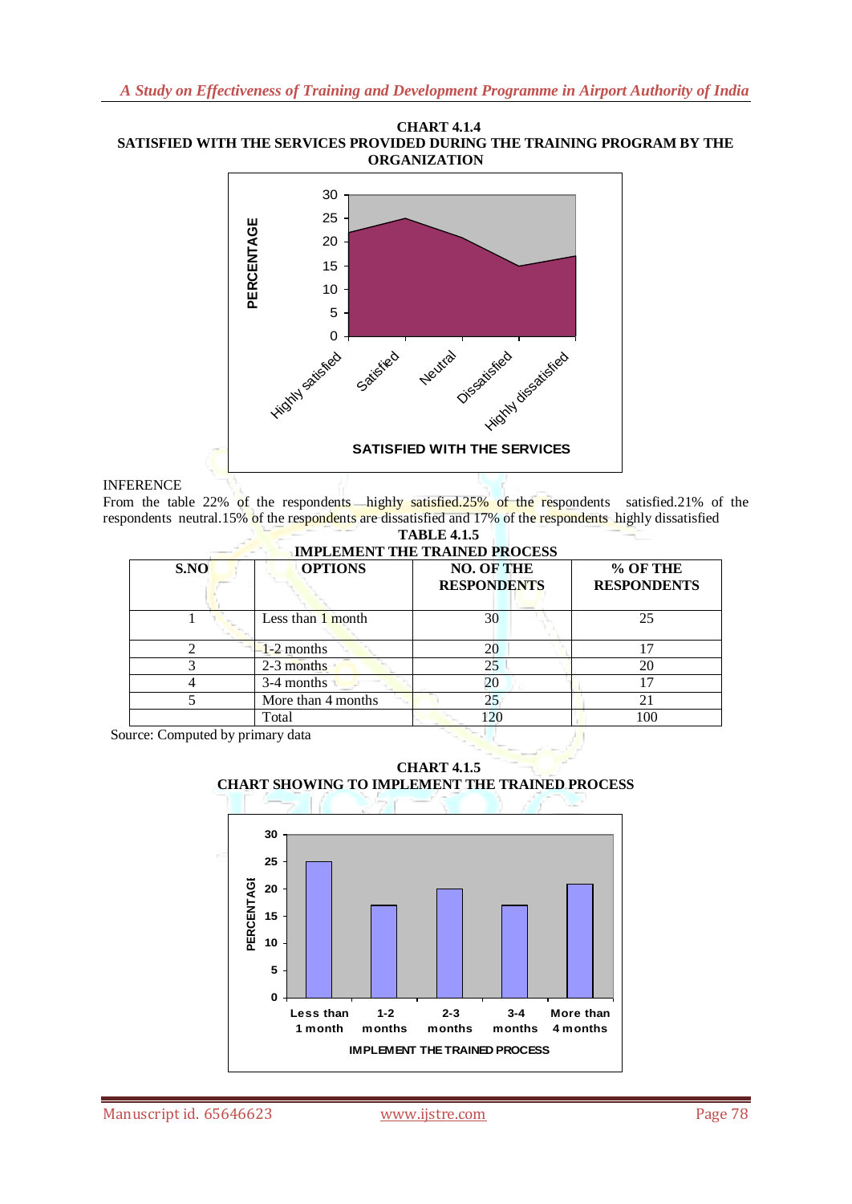**CHART 4.1.4**
**SATISFIED WITH THE SERVICES PROVIDED DURING THE TRAINING PROGRAM BY THE ORGANIZATION**

INFERENCE

From the table 22% of the respondents highly satisfied.25% of the respondents satisfied.21% of the respondents neutral.15% of the respondents are dissatisfied and 17% of the respondents highly dissatisfied

**TABLE 4.1.5**
**IMPLEMENT THE TRAINED PROCESS**

| S.NO | OPTIONS | NO. OF THE RESPONDENTS | % OF THE RESPONDENTS |
|---|---|---|---|
| 1 | Less than 1 month | 30 | 25 |
| 2 | 1-2 months | 20 | 17 |
| 3 | 2-3 months | 25 | 20 |
| 4 | 3-4 months | 20 | 17 |
| 5 | More than 4 months | 25 | 21 |
| | Total | 120 | 100 |

Source: Computed by primary data

**CHART 4.1.5**
**CHART SHOWING TO IMPLEMENT THE TRAINED PROCESS**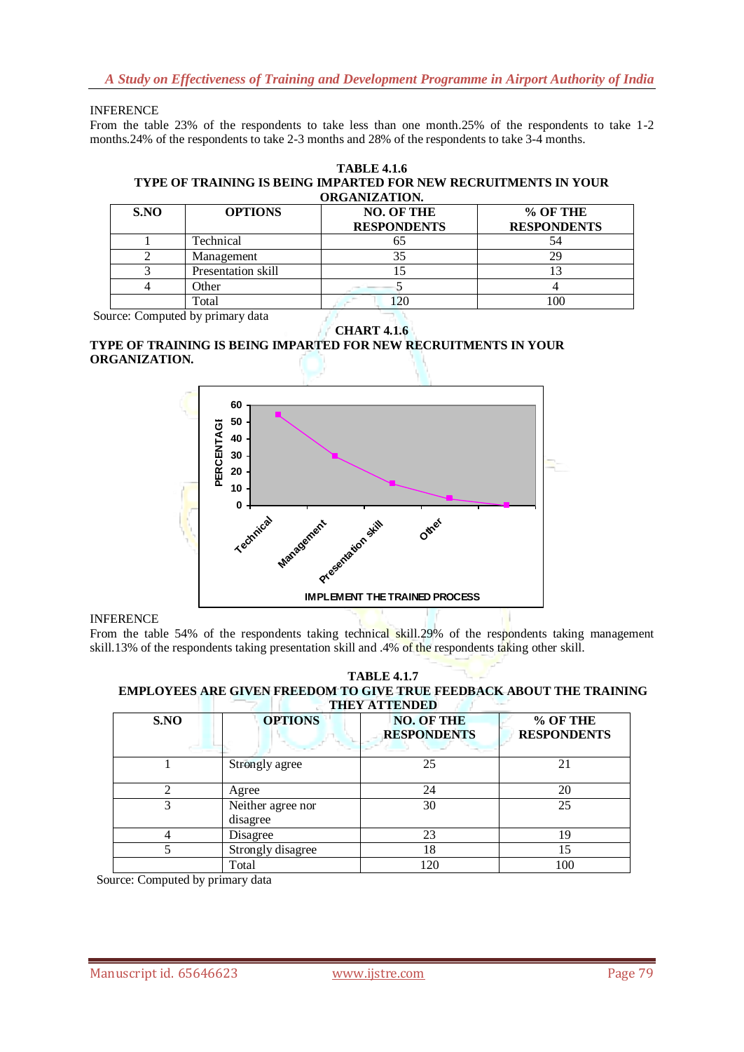INFERENCE

From the table 23% of the respondents to take less than one month.25% of the respondents to take 1-2 months.24% of the respondents to take 2-3 months and 28% of the respondents to take 3-4 months.

**TABLE 4.1.6**
**TYPE OF TRAINING IS BEING IMPARTED FOR NEW RECRUITMENTS IN YOUR ORGANIZATION.**

| S.NO | OPTIONS | NO. OF THE RESPONDENTS | % OF THE RESPONDENTS |
|---|---|---|---|
| 1 | Technical | 65 | 54 |
| 2 | Management | 35 | 29 |
| 3 | Presentation skill | 15 | 13 |
| 4 | Other | 5 | 4 |
| | Total | 120 | 100 |

Source: Computed by primary data

**CHART 4.1.6**
**TYPE OF TRAINING IS BEING IMPARTED FOR NEW RECRUITMENTS IN YOUR ORGANIZATION.**

INFERENCE

From the table 54% of the respondents taking technical skill.29% of the respondents taking management skill.13% of the respondents taking presentation skill and .4% of the respondents taking other skill.

**TABLE 4.1.7**
**EMPLOYEES ARE GIVEN FREEDOM TO GIVE TRUE FEEDBACK ABOUT THE TRAINING THEY ATTENDED**

| S.NO | OPTIONS | NO. OF THE RESPONDENTS | % OF THE RESPONDENTS |
|---|---|---|---|
| 1 | Strongly agree | 25 | 21 |
| 2 | Agree | 24 | 20 |
| 3 | Neither agree nor disagree | 30 | 25 |
| 4 | Disagree | 23 | 19 |
| 5 | Strongly disagree | 18 | 15 |
| | Total | 120 | 100 |

Source: Computed by primary data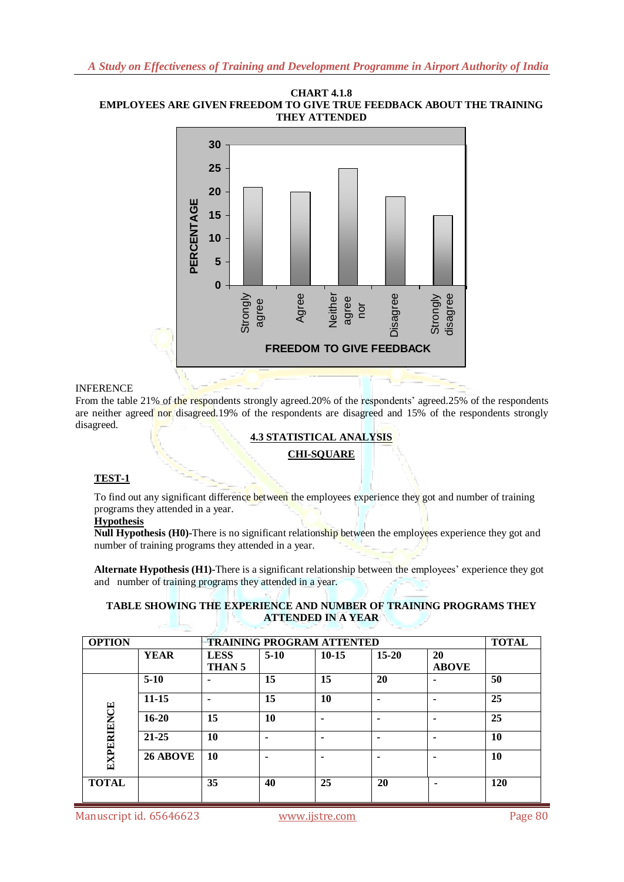**CHART 4.1.8**
**EMPLOYEES ARE GIVEN FREEDOM TO GIVE TRUE FEEDBACK ABOUT THE TRAINING THEY ATTENDED**

INFERENCE

From the table 21% of the respondents strongly agreed.20% of the respondents' agreed.25% of the respondents are neither agreed nor disagreed.19% of the respondents are disagreed and 15% of the respondents strongly disagreed.

## 4.3 STATISTICAL ANALYSIS

### CHI-SQUARE

**TEST-1**

To find out any significant difference between the employees experience they got and number of training programs they attended in a year.

**Hypothesis**

**Null Hypothesis (H0)**-There is no significant relationship between the employees experience they got and number of training programs they attended in a year.

**Alternate Hypothesis (H1)**-There is a significant relationship between the employees' experience they got and number of training programs they attended in a year.

**TABLE SHOWING THE EXPERIENCE AND NUMBER OF TRAINING PROGRAMS THEY ATTENDED IN A YEAR**

| OPTION | | TRAINING PROGRAM ATTENTED | | | | | TOTAL |
|---|---|---|---|---|---|---|---|
| | YEAR | LESS THAN 5 | 5-10 | 10-15 | 15-20 | 20 ABOVE | |
| EXPERIENCE | 5-10 | - | 15 | 15 | 20 | - | 50 |
| | 11-15 | - | 15 | 10 | - | - | 25 |
| | 16-20 | 15 | 10 | - | - | - | 25 |
| | 21-25 | 10 | - | - | - | - | 10 |
| | 26 ABOVE | 10 | - | - | - | - | 10 |
| TOTAL | | 35 | 40 | 25 | 20 | - | 120 |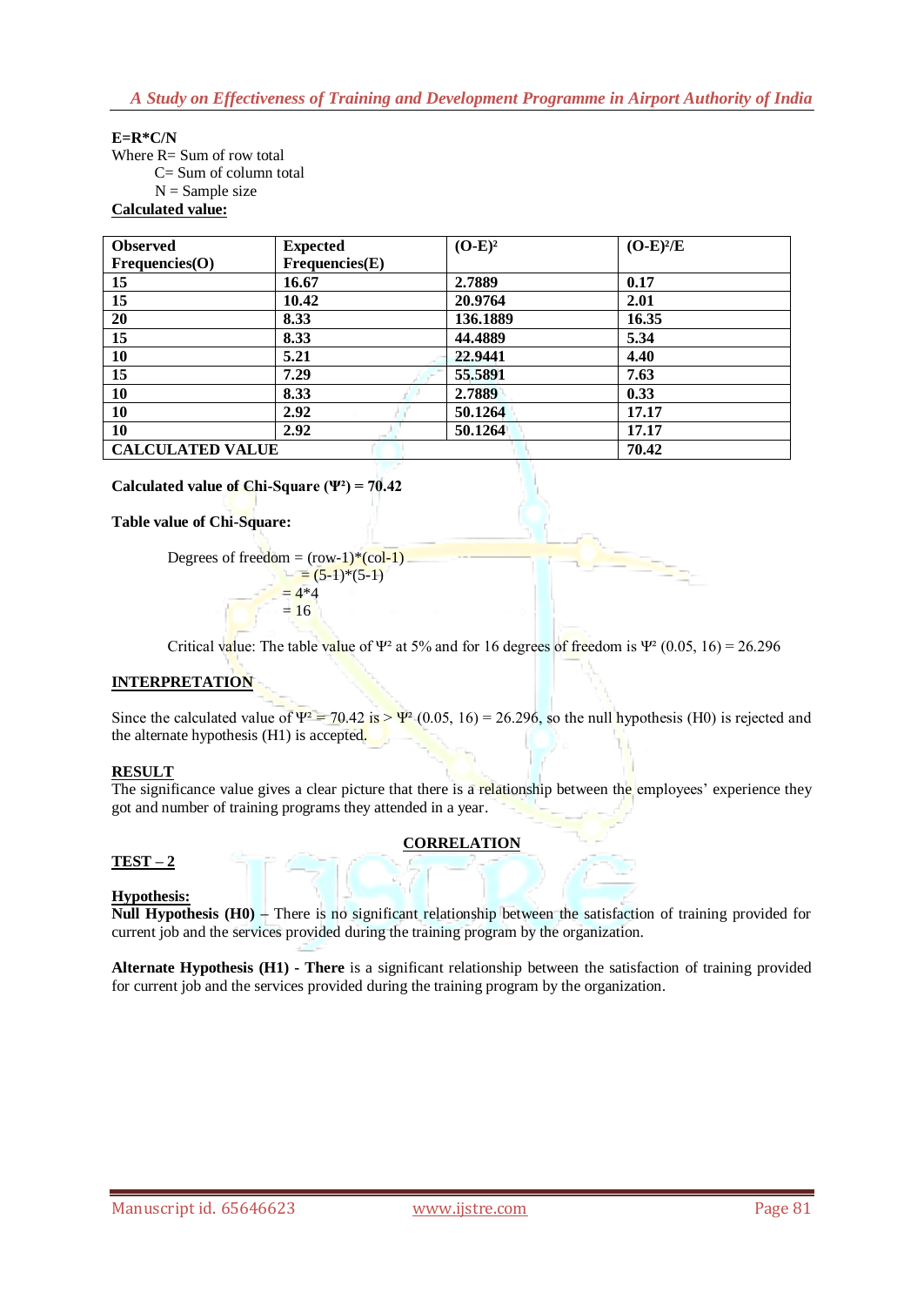**E=R*C/N**

Where R= Sum of row total

C= Sum of column total

N = Sample size

**Calculated value:**

| Observed Frequencies(O) | Expected Frequencies(E) | $(O-E)^2$ | $(O-E)^2/E$ |
|---|---|---|---|
| 15 | 16.67 | 2.7889 | 0.17 |
| 15 | 10.42 | 20.9764 | 2.01 |
| 20 | 8.33 | 136.1889 | 16.35 |
| 15 | 8.33 | 44.4889 | 5.34 |
| 10 | 5.21 | 22.9441 | 4.40 |
| 15 | 7.29 | 55.5891 | 7.63 |
| 10 | 8.33 | 2.7889 | 0.33 |
| 10 | 2.92 | 50.1264 | 17.17 |
| 10 | 2.92 | 50.1264 | 17.17 |
| **CALCULATED VALUE** | | | **70.42** |

**Calculated value of Chi-Square ($\Psi^2$) = 70.42**

**Table value of Chi-Square:**

Degrees of freedom = (row-1)*(col-1)

= (5-1)*(5-1)

= 4*4

= 16

Critical value: The table value of $\Psi^2$ at 5% and for 16 degrees of freedom is $\Psi^2$ (0.05, 16) = 26.296

**INTERPRETATION**

Since the calculated value of $\Psi^2$ = 70.42 is > $\Psi^2$ (0.05, 16) = 26.296, so the null hypothesis (H0) is rejected and the alternate hypothesis (H1) is accepted.

**RESULT**

The significance value gives a clear picture that there is a relationship between the employees' experience they got and number of training programs they attended in a year.

**CORRELATION**

**TEST – 2**

**Hypothesis:**

**Null Hypothesis (H0)** – There is no significant relationship between the satisfaction of training provided for current job and the services provided during the training program by the organization.

**Alternate Hypothesis (H1) - There** is a significant relationship between the satisfaction of training provided for current job and the services provided during the training program by the organization.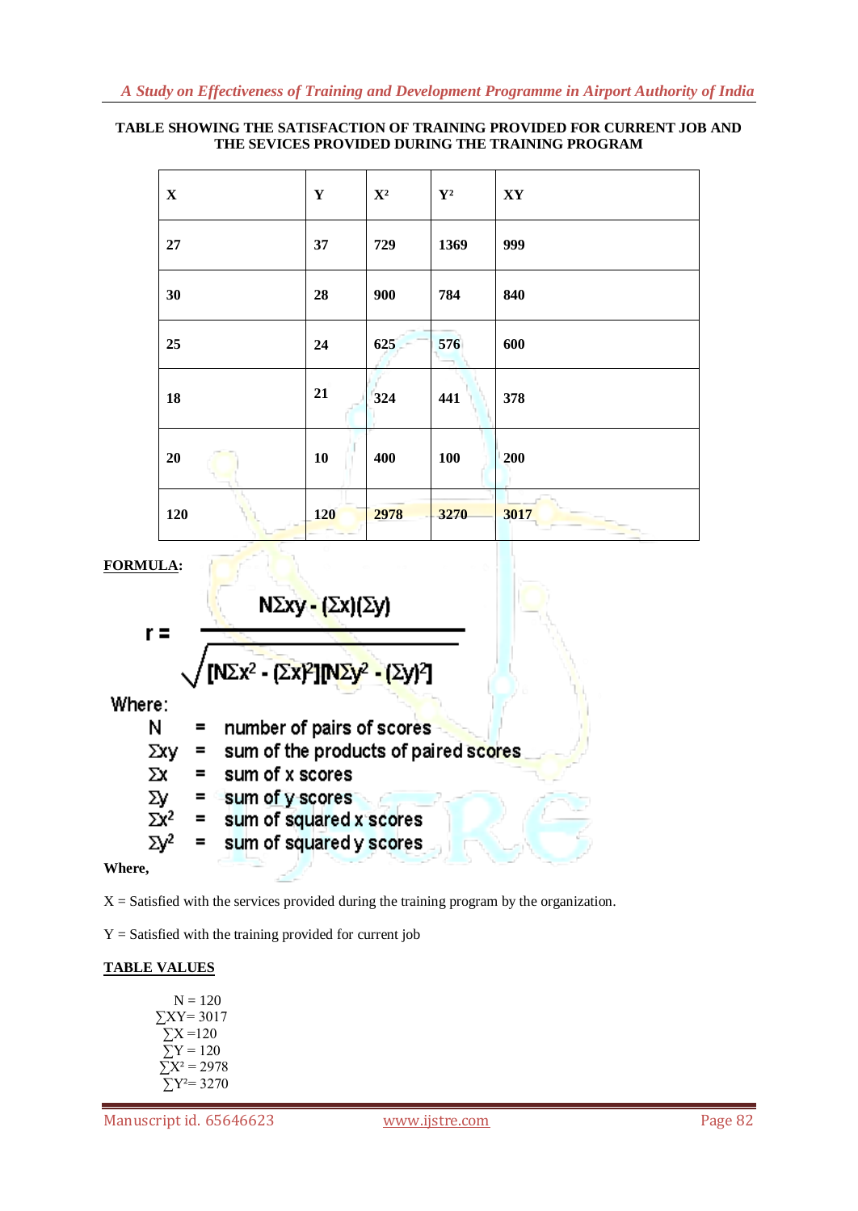**TABLE SHOWING THE SATISFACTION OF TRAINING PROVIDED FOR CURRENT JOB AND THE SEVICES PROVIDED DURING THE TRAINING PROGRAM**

| X | Y | X² | Y² | XY |
|---|---|---|---|---|
| 27 | 37 | 729 | 1369 | 999 |
| 30 | 28 | 900 | 784 | 840 |
| 25 | 24 | 625 | 576 | 600 |
| 18 | 21 | 324 | 441 | 378 |
| 20 | 10 | 400 | 100 | 200 |
| 120 | 120 | 2978 | 3270 | 3017 |

**FORMULA:**

$$r = \frac{N\Sigma xy - (\Sigma x)(\Sigma y)}{\sqrt{[N\Sigma x^2 - (\Sigma x)^2][N\Sigma y^2 - (\Sigma y)^2]}}$$

Where:

- $N$ = number of pairs of scores
- $\Sigma xy$ = sum of the products of paired scores
- $\Sigma x$ = sum of x scores
- $\Sigma y$ = sum of y scores
- $\Sigma x^2$ = sum of squared x scores
- $\Sigma y^2$ = sum of squared y scores

**Where,**

X = Satisfied with the services provided during the training program by the organization.

Y = Satisfied with the training provided for current job

**TABLE VALUES**

$N = 120$
$\sum XY = 3017$
$\sum X = 120$
$\sum Y = 120$
$\sum X^2 = 2978$
$\sum Y^2 = 3270$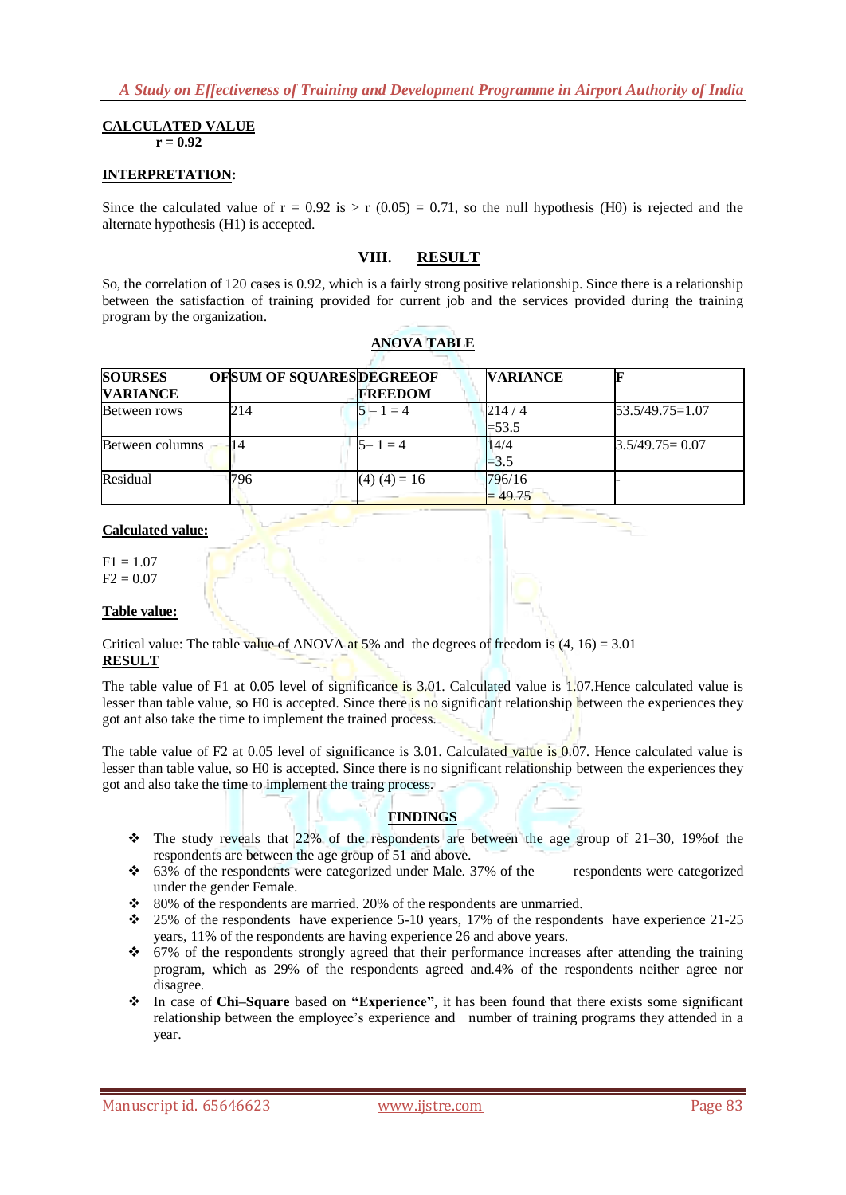**CALCULATED VALUE**

**r = 0.92**

**INTERPRETATION:**

Since the calculated value of r = 0.92 is > r (0.05) = 0.71, so the null hypothesis (H0) is rejected and the alternate hypothesis (H1) is accepted.

## VIII. RESULT

So, the correlation of 120 cases is 0.92, which is a fairly strong positive relationship. Since there is a relationship between the satisfaction of training provided for current job and the services provided during the training program by the organization.

**ANOVA TABLE**

| SOURSES OF VARIANCE | SUM OF SQUARES | DEGREEOF FREEDOM | VARIANCE | F |
|---|---|---|---|---|
| Between rows | 214 | 5 – 1 = 4 | 214 / 4 =53.5 | 53.5/49.75=1.07 |
| Between columns | 14 | 5– 1 = 4 | 14/4 =3.5 | 3.5/49.75= 0.07 |
| Residual | 796 | (4) (4) = 16 | 796/16 = 49.75 | - |

**Calculated value:**

F1 = 1.07
F2 = 0.07

**Table value:**

Critical value: The table value of ANOVA at 5% and the degrees of freedom is (4, 16) = 3.01

**RESULT**

The table value of F1 at 0.05 level of significance is 3.01. Calculated value is 1.07.Hence calculated value is lesser than table value, so H0 is accepted. Since there is no significant relationship between the experiences they got ant also take the time to implement the trained process.

The table value of F2 at 0.05 level of significance is 3.01. Calculated value is 0.07. Hence calculated value is lesser than table value, so H0 is accepted. Since there is no significant relationship between the experiences they got and also take the time to implement the traing process.

**FINDINGS**

- The study reveals that 22% of the respondents are between the age group of 21–30, 19%of the respondents are between the age group of 51 and above.
- 63% of the respondents were categorized under Male. 37% of the respondents were categorized under the gender Female.
- 80% of the respondents are married. 20% of the respondents are unmarried.
- 25% of the respondents have experience 5-10 years, 17% of the respondents have experience 21-25 years, 11% of the respondents are having experience 26 and above years.
- 67% of the respondents strongly agreed that their performance increases after attending the training program, which as 29% of the respondents agreed and.4% of the respondents neither agree nor disagree.
- In case of **Chi–Square** based on **"Experience"**, it has been found that there exists some significant relationship between the employee's experience and number of training programs they attended in a year.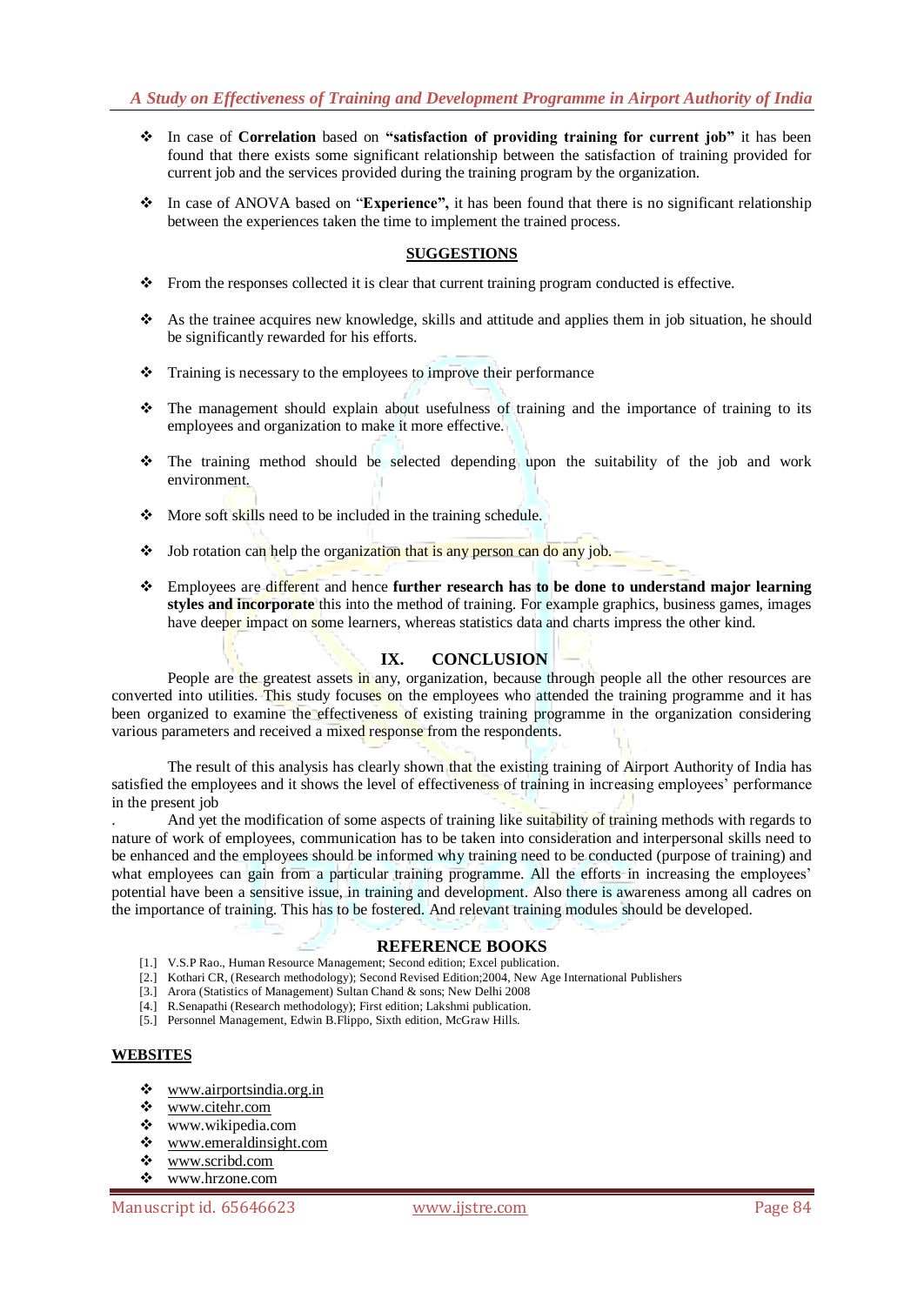- In case of **Correlation** based on **"satisfaction of providing training for current job"** it has been found that there exists some significant relationship between the satisfaction of training provided for current job and the services provided during the training program by the organization.
- In case of ANOVA based on "**Experience",** it has been found that there is no significant relationship between the experiences taken the time to implement the trained process.

## SUGGESTIONS

- From the responses collected it is clear that current training program conducted is effective.
- As the trainee acquires new knowledge, skills and attitude and applies them in job situation, he should be significantly rewarded for his efforts.
- Training is necessary to the employees to improve their performance
- The management should explain about usefulness of training and the importance of training to its employees and organization to make it more effective.
- The training method should be selected depending upon the suitability of the job and work environment.
- More soft skills need to be included in the training schedule.
- Job rotation can help the organization that is any person can do any job.
- Employees are different and hence **further research has to be done to understand major learning styles and incorporate** this into the method of training. For example graphics, business games, images have deeper impact on some learners, whereas statistics data and charts impress the other kind.

## IX. CONCLUSION

People are the greatest assets in any, organization, because through people all the other resources are converted into utilities. This study focuses on the employees who attended the training programme and it has been organized to examine the effectiveness of existing training programme in the organization considering various parameters and received a mixed response from the respondents.

The result of this analysis has clearly shown that the existing training of Airport Authority of India has satisfied the employees and it shows the level of effectiveness of training in increasing employees' performance in the present job

. And yet the modification of some aspects of training like suitability of training methods with regards to nature of work of employees, communication has to be taken into consideration and interpersonal skills need to be enhanced and the employees should be informed why training need to be conducted (purpose of training) and what employees can gain from a particular training programme. All the efforts in increasing the employees' potential have been a sensitive issue, in training and development. Also there is awareness among all cadres on the importance of training. This has to be fostered. And relevant training modules should be developed.

## REFERENCE BOOKS

[1.] V.S.P Rao., Human Resource Management; Second edition; Excel publication.
[2.] Kothari CR, (Research methodology); Second Revised Edition;2004, New Age International Publishers
[3.] Arora (Statistics of Management) Sultan Chand & sons; New Delhi 2008
[4.] R.Senapathi (Research methodology); First edition; Lakshmi publication.
[5.] Personnel Management, Edwin B.Flippo, Sixth edition, McGraw Hills.

## WEBSITES

- www.airportsindia.org.in
- www.citehr.com
- www.wikipedia.com
- www.emeraldinsight.com
- www.scribd.com
- www.hrzone.com